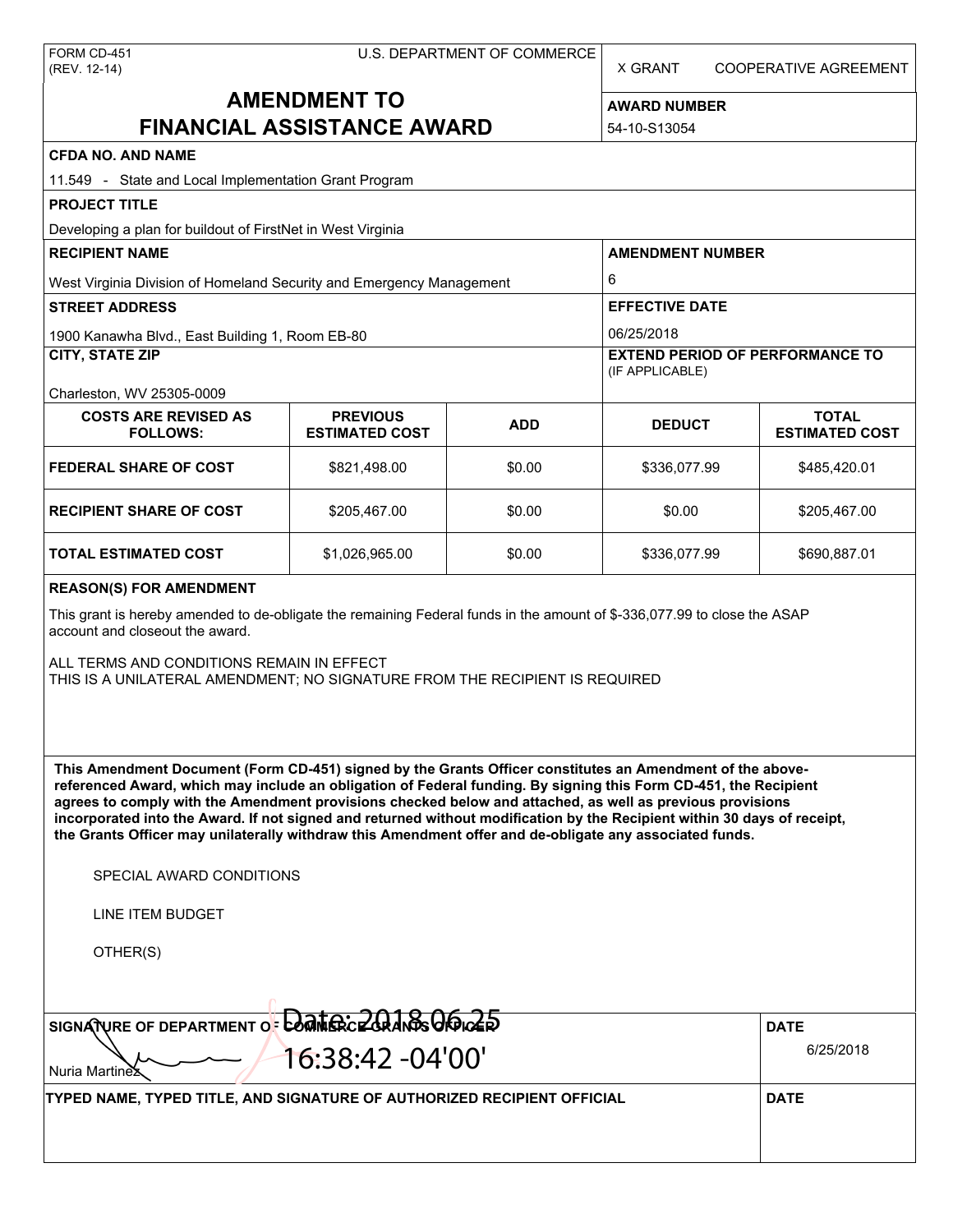FORM CD-451
(REV. 12-14)

U.S. DEPARTMENT OF COMMERCE

X GRANT COOPERATIVE AGREEMENT

# AMENDMENT TO FINANCIAL ASSISTANCE AWARD

**AWARD NUMBER**
54-10-S13054

**CFDA NO. AND NAME**
11.549 - State and Local Implementation Grant Program

**PROJECT TITLE**
Developing a plan for buildout of FirstNet in West Virginia

**RECIPIENT NAME**
West Virginia Division of Homeland Security and Emergency Management

**AMENDMENT NUMBER**
6

**STREET ADDRESS**
1900 Kanawha Blvd., East Building 1, Room EB-80

**EFFECTIVE DATE**
06/25/2018

**CITY, STATE ZIP**
Charleston, WV 25305-0009

**EXTEND PERIOD OF PERFORMANCE TO** (IF APPLICABLE)

| COSTS ARE REVISED AS FOLLOWS: | PREVIOUS ESTIMATED COST | ADD | DEDUCT | TOTAL ESTIMATED COST |
|---|---|---|---|---|
| FEDERAL SHARE OF COST | $821,498.00 | $0.00 | $336,077.99 | $485,420.01 |
| RECIPIENT SHARE OF COST | $205,467.00 | $0.00 | $0.00 | $205,467.00 |
| TOTAL ESTIMATED COST | $1,026,965.00 | $0.00 | $336,077.99 | $690,887.01 |

**REASON(S) FOR AMENDMENT**

This grant is hereby amended to de-obligate the remaining Federal funds in the amount of $-336,077.99 to close the ASAP account and closeout the award.

ALL TERMS AND CONDITIONS REMAIN IN EFFECT
THIS IS A UNILATERAL AMENDMENT; NO SIGNATURE FROM THE RECIPIENT IS REQUIRED

**This Amendment Document (Form CD-451) signed by the Grants Officer constitutes an Amendment of the above-referenced Award, which may include an obligation of Federal funding. By signing this Form CD-451, the Recipient agrees to comply with the Amendment provisions checked below and attached, as well as previous provisions incorporated into the Award. If not signed and returned without modification by the Recipient within 30 days of receipt, the Grants Officer may unilaterally withdraw this Amendment offer and de-obligate any associated funds.**

SPECIAL AWARD CONDITIONS

LINE ITEM BUDGET

OTHER(S)

**SIGNATURE OF DEPARTMENT OF COMMERCE GRANTS OFFICER**
Nuria Martinez
Date: 2018.06.25 16:38:42 -04'00'

**DATE**
6/25/2018

**TYPED NAME, TYPED TITLE, AND SIGNATURE OF AUTHORIZED RECIPIENT OFFICIAL**

**DATE**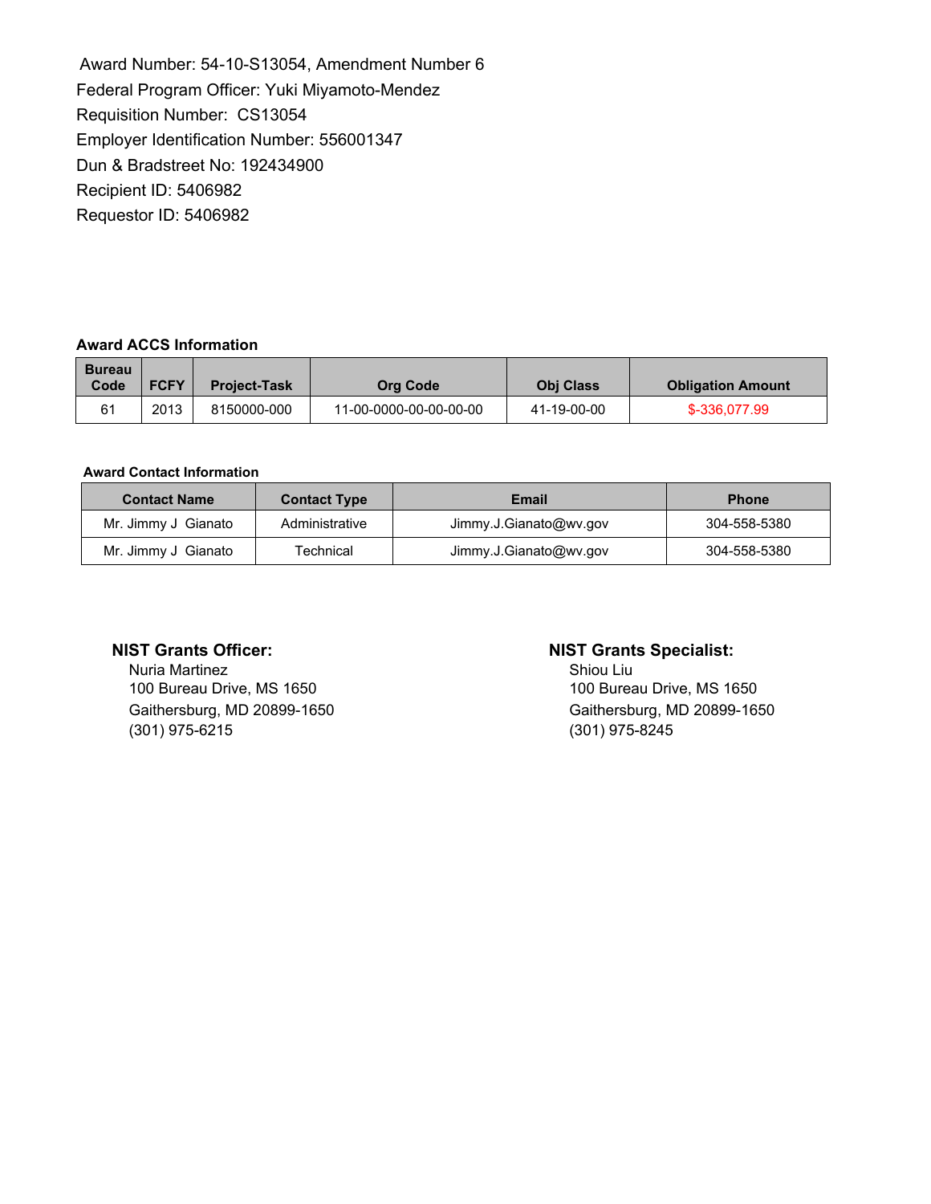Award Number: 54-10-S13054, Amendment Number 6
Federal Program Officer: Yuki Miyamoto-Mendez
Requisition Number: CS13054
Employer Identification Number: 556001347
Dun & Bradstreet No: 192434900
Recipient ID: 5406982
Requestor ID: 5406982

**Award ACCS Information**

| Bureau Code | FCFY | Project-Task | Org Code | Obj Class | Obligation Amount |
|---|---|---|---|---|---|
| 61 | 2013 | 8150000-000 | 11-00-0000-00-00-00-00 | 41-19-00-00 | $-336,077.99 |

**Award Contact Information**

| Contact Name | Contact Type | Email | Phone |
|---|---|---|---|
| Mr. Jimmy J Gianato | Administrative | Jimmy.J.Gianato@wv.gov | 304-558-5380 |
| Mr. Jimmy J Gianato | Technical | Jimmy.J.Gianato@wv.gov | 304-558-5380 |

**NIST Grants Officer:**
Nuria Martinez
100 Bureau Drive, MS 1650
Gaithersburg, MD 20899-1650
(301) 975-6215

**NIST Grants Specialist:**
Shiou Liu
100 Bureau Drive, MS 1650
Gaithersburg, MD 20899-1650
(301) 975-8245